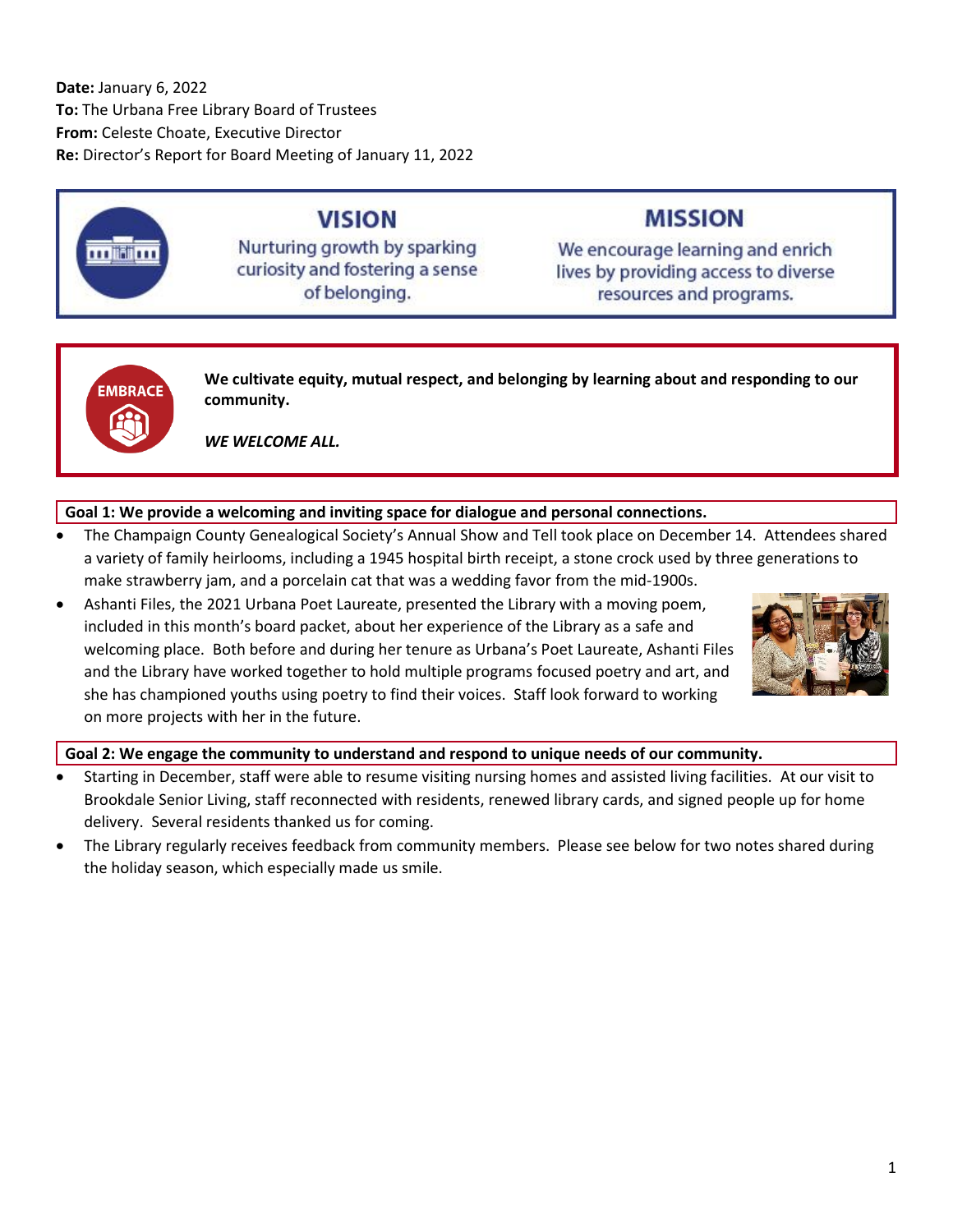**Date:** January 6, 2022
**To:** The Urbana Free Library Board of Trustees
**From:** Celeste Choate, Executive Director
**Re:** Director's Report for Board Meeting of January 11, 2022

## VISION

Nurturing growth by sparking curiosity and fostering a sense of belonging.

## MISSION

We encourage learning and enrich lives by providing access to diverse resources and programs.

EMBRACE

**We cultivate equity, mutual respect, and belonging by learning about and responding to our community.**

***WE WELCOME ALL.***

### Goal 1: We provide a welcoming and inviting space for dialogue and personal connections.

- The Champaign County Genealogical Society's Annual Show and Tell took place on December 14. Attendees shared a variety of family heirlooms, including a 1945 hospital birth receipt, a stone crock used by three generations to make strawberry jam, and a porcelain cat that was a wedding favor from the mid-1900s.
- Ashanti Files, the 2021 Urbana Poet Laureate, presented the Library with a moving poem, included in this month's board packet, about her experience of the Library as a safe and welcoming place. Both before and during her tenure as Urbana's Poet Laureate, Ashanti Files and the Library have worked together to hold multiple programs focused poetry and art, and she has championed youths using poetry to find their voices. Staff look forward to working on more projects with her in the future.

### Goal 2: We engage the community to understand and respond to unique needs of our community.

- Starting in December, staff were able to resume visiting nursing homes and assisted living facilities. At our visit to Brookdale Senior Living, staff reconnected with residents, renewed library cards, and signed people up for home delivery. Several residents thanked us for coming.
- The Library regularly receives feedback from community members. Please see below for two notes shared during the holiday season, which especially made us smile.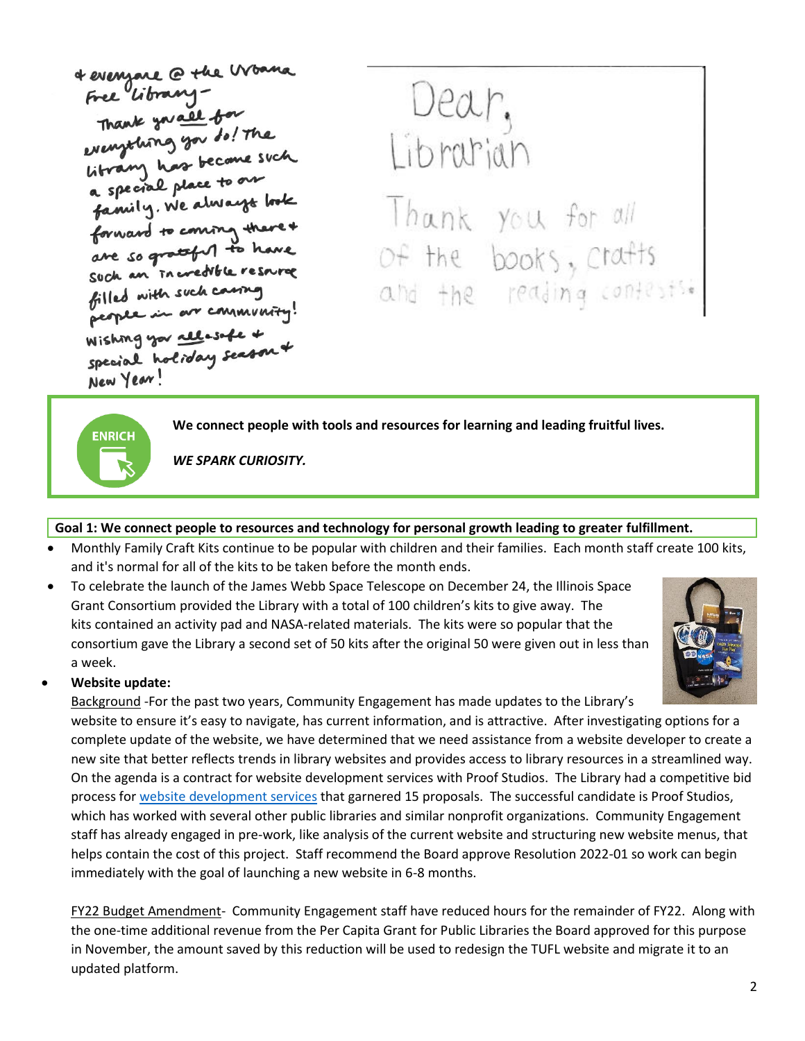+ everyone @ the Urbana Free Library –
Thank you all for everything you do! The library has become such a special place to our family. We always look forward to coming there + are so grateful to have such an incredible resource filled with such caring people in our community!
Wishing you all a safe + special holiday season + New Year!

Dear, Librarian
Thank you for all of the books, crafts and the reading contests.

ENRICH

**We connect people with tools and resources for learning and leading fruitful lives.**

***WE SPARK CURIOSITY.***

**Goal 1: We connect people to resources and technology for personal growth leading to greater fulfillment.**

- Monthly Family Craft Kits continue to be popular with children and their families. Each month staff create 100 kits, and it's normal for all of the kits to be taken before the month ends.
- To celebrate the launch of the James Webb Space Telescope on December 24, the Illinois Space Grant Consortium provided the Library with a total of 100 children's kits to give away. The kits contained an activity pad and NASA-related materials. The kits were so popular that the consortium gave the Library a second set of 50 kits after the original 50 were given out in less than a week.
- **Website update:**

  Background -For the past two years, Community Engagement has made updates to the Library's website to ensure it's easy to navigate, has current information, and is attractive. After investigating options for a complete update of the website, we have determined that we need assistance from a website developer to create a new site that better reflects trends in library websites and provides access to library resources in a streamlined way. On the agenda is a contract for website development services with Proof Studios. The Library had a competitive bid process for website development services that garnered 15 proposals. The successful candidate is Proof Studios, which has worked with several other public libraries and similar nonprofit organizations. Community Engagement staff has already engaged in pre-work, like analysis of the current website and structuring new website menus, that helps contain the cost of this project. Staff recommend the Board approve Resolution 2022-01 so work can begin immediately with the goal of launching a new website in 6-8 months.

  FY22 Budget Amendment- Community Engagement staff have reduced hours for the remainder of FY22. Along with the one-time additional revenue from the Per Capita Grant for Public Libraries the Board approved for this purpose in November, the amount saved by this reduction will be used to redesign the TUFL website and migrate it to an updated platform.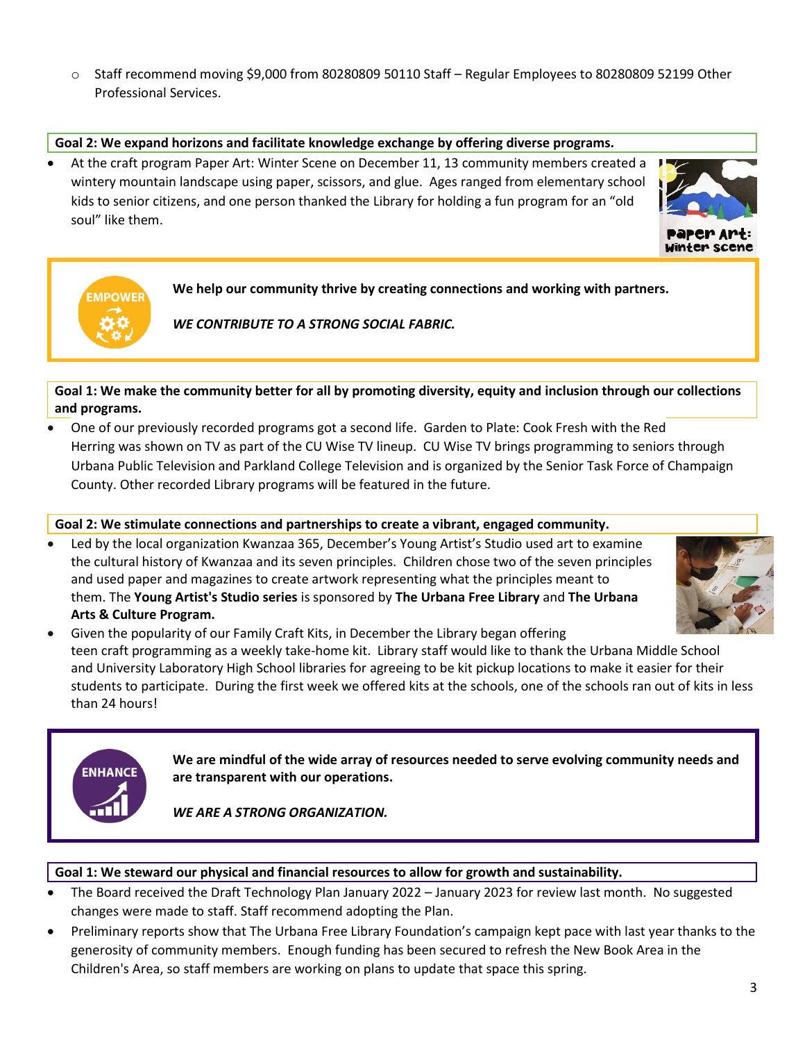- Staff recommend moving $9,000 from 80280809 50110 Staff – Regular Employees to 80280809 52199 Other Professional Services.

**Goal 2: We expand horizons and facilitate knowledge exchange by offering diverse programs.**

- At the craft program Paper Art: Winter Scene on December 11, 13 community members created a wintery mountain landscape using paper, scissors, and glue. Ages ranged from elementary school kids to senior citizens, and one person thanked the Library for holding a fun program for an "old soul" like them.

**EMPOWER**

**We help our community thrive by creating connections and working with partners.**

***WE CONTRIBUTE TO A STRONG SOCIAL FABRIC.***

**Goal 1: We make the community better for all by promoting diversity, equity and inclusion through our collections and programs.**

- One of our previously recorded programs got a second life. Garden to Plate: Cook Fresh with the Red Herring was shown on TV as part of the CU Wise TV lineup. CU Wise TV brings programming to seniors through Urbana Public Television and Parkland College Television and is organized by the Senior Task Force of Champaign County. Other recorded Library programs will be featured in the future.

**Goal 2: We stimulate connections and partnerships to create a vibrant, engaged community.**

- Led by the local organization Kwanzaa 365, December's Young Artist's Studio used art to examine the cultural history of Kwanzaa and its seven principles. Children chose two of the seven principles and used paper and magazines to create artwork representing what the principles meant to them. The **Young Artist's Studio series** is sponsored by **The Urbana Free Library** and **The Urbana Arts & Culture Program.**
- Given the popularity of our Family Craft Kits, in December the Library began offering teen craft programming as a weekly take-home kit. Library staff would like to thank the Urbana Middle School and University Laboratory High School libraries for agreeing to be kit pickup locations to make it easier for their students to participate. During the first week we offered kits at the schools, one of the schools ran out of kits in less than 24 hours!

**ENHANCE**

**We are mindful of the wide array of resources needed to serve evolving community needs and are transparent with our operations.**

***WE ARE A STRONG ORGANIZATION.***

**Goal 1: We steward our physical and financial resources to allow for growth and sustainability.**

- The Board received the Draft Technology Plan January 2022 – January 2023 for review last month. No suggested changes were made to staff. Staff recommend adopting the Plan.
- Preliminary reports show that The Urbana Free Library Foundation's campaign kept pace with last year thanks to the generosity of community members. Enough funding has been secured to refresh the New Book Area in the Children's Area, so staff members are working on plans to update that space this spring.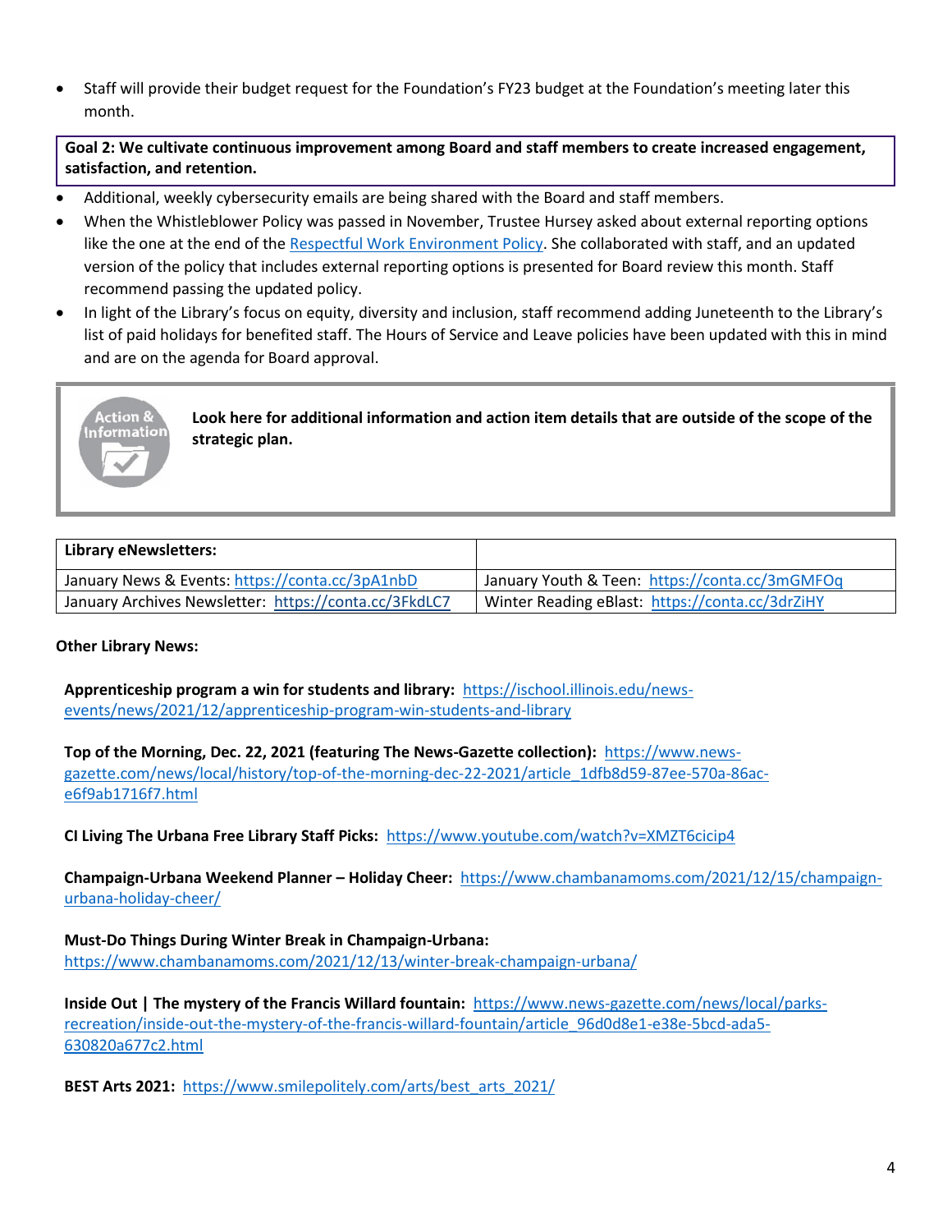- Staff will provide their budget request for the Foundation's FY23 budget at the Foundation's meeting later this month.

**Goal 2: We cultivate continuous improvement among Board and staff members to create increased engagement, satisfaction, and retention.**

- Additional, weekly cybersecurity emails are being shared with the Board and staff members.
- When the Whistleblower Policy was passed in November, Trustee Hursey asked about external reporting options like the one at the end of the Respectful Work Environment Policy. She collaborated with staff, and an updated version of the policy that includes external reporting options is presented for Board review this month. Staff recommend passing the updated policy.
- In light of the Library's focus on equity, diversity and inclusion, staff recommend adding Juneteenth to the Library's list of paid holidays for benefited staff. The Hours of Service and Leave policies have been updated with this in mind and are on the agenda for Board approval.

Action & Information

**Look here for additional information and action item details that are outside of the scope of the strategic plan.**

| **Library eNewsletters:** | |
|---|---|
| January News & Events: https://conta.cc/3pA1nbD | January Youth & Teen: https://conta.cc/3mGMFOq |
| January Archives Newsletter: https://conta.cc/3FkdLC7 | Winter Reading eBlast: https://conta.cc/3drZiHY |

**Other Library News:**

**Apprenticeship program a win for students and library:** https://ischool.illinois.edu/news-events/news/2021/12/apprenticeship-program-win-students-and-library

**Top of the Morning, Dec. 22, 2021 (featuring The News-Gazette collection):** https://www.news-gazette.com/news/local/history/top-of-the-morning-dec-22-2021/article_1dfb8d59-87ee-570a-86ac-e6f9ab1716f7.html

**CI Living The Urbana Free Library Staff Picks:** https://www.youtube.com/watch?v=XMZT6cicip4

**Champaign-Urbana Weekend Planner – Holiday Cheer:** https://www.chambanamoms.com/2021/12/15/champaign-urbana-holiday-cheer/

**Must-Do Things During Winter Break in Champaign-Urbana:**
https://www.chambanamoms.com/2021/12/13/winter-break-champaign-urbana/

**Inside Out | The mystery of the Francis Willard fountain:** https://www.news-gazette.com/news/local/parks-recreation/inside-out-the-mystery-of-the-francis-willard-fountain/article_96d0d8e1-e38e-5bcd-ada5-630820a677c2.html

**BEST Arts 2021:** https://www.smilepolitely.com/arts/best_arts_2021/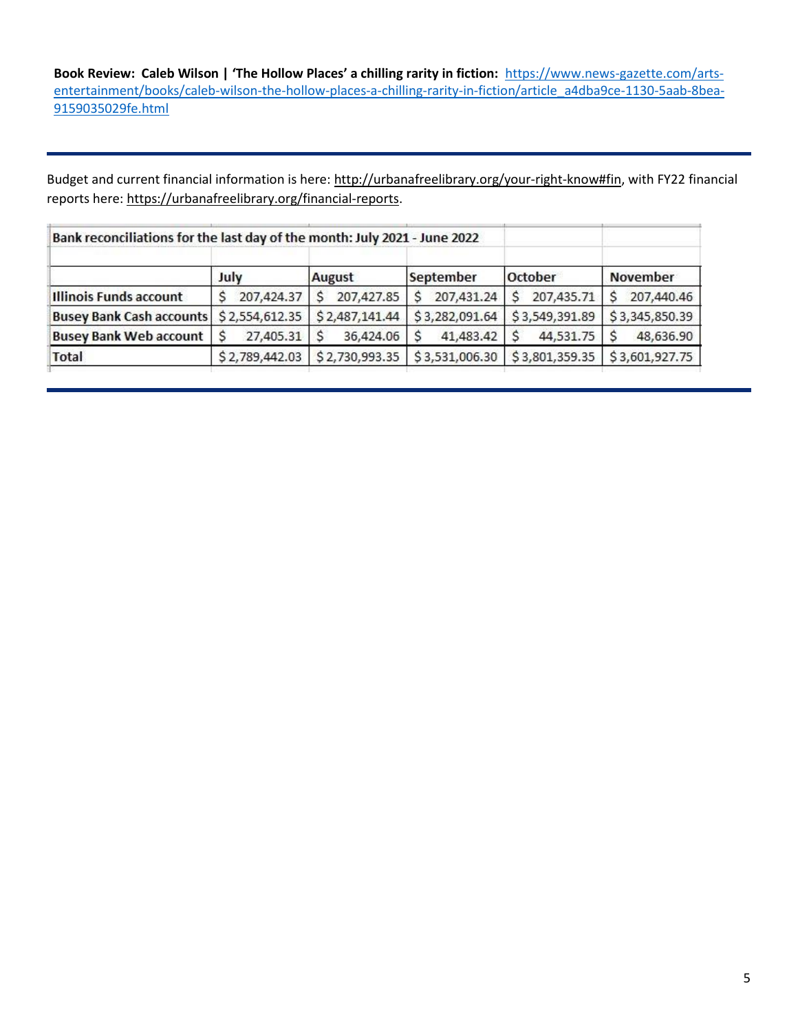**Book Review: Caleb Wilson | 'The Hollow Places' a chilling rarity in fiction:** https://www.news-gazette.com/arts-entertainment/books/caleb-wilson-the-hollow-places-a-chilling-rarity-in-fiction/article_a4dba9ce-1130-5aab-8bea-9159035029fe.html

---

Budget and current financial information is here: http://urbanafreelibrary.org/your-right-know#fin, with FY22 financial reports here: https://urbanafreelibrary.org/financial-reports.

| Bank reconciliations for the last day of the month: July 2021 - June 2022 | | | | | |
|---|---|---|---|---|---|
| | July | August | September | October | November |
| Illinois Funds account | $ 207,424.37 | $ 207,427.85 | $ 207,431.24 | $ 207,435.71 | $ 207,440.46 |
| Busey Bank Cash accounts | $ 2,554,612.35 | $ 2,487,141.44 | $ 3,282,091.64 | $ 3,549,391.89 | $ 3,345,850.39 |
| Busey Bank Web account | $ 27,405.31 | $ 36,424.06 | $ 41,483.42 | $ 44,531.75 | $ 48,636.90 |
| Total | $ 2,789,442.03 | $ 2,730,993.35 | $ 3,531,006.30 | $ 3,801,359.35 | $ 3,601,927.75 |

---